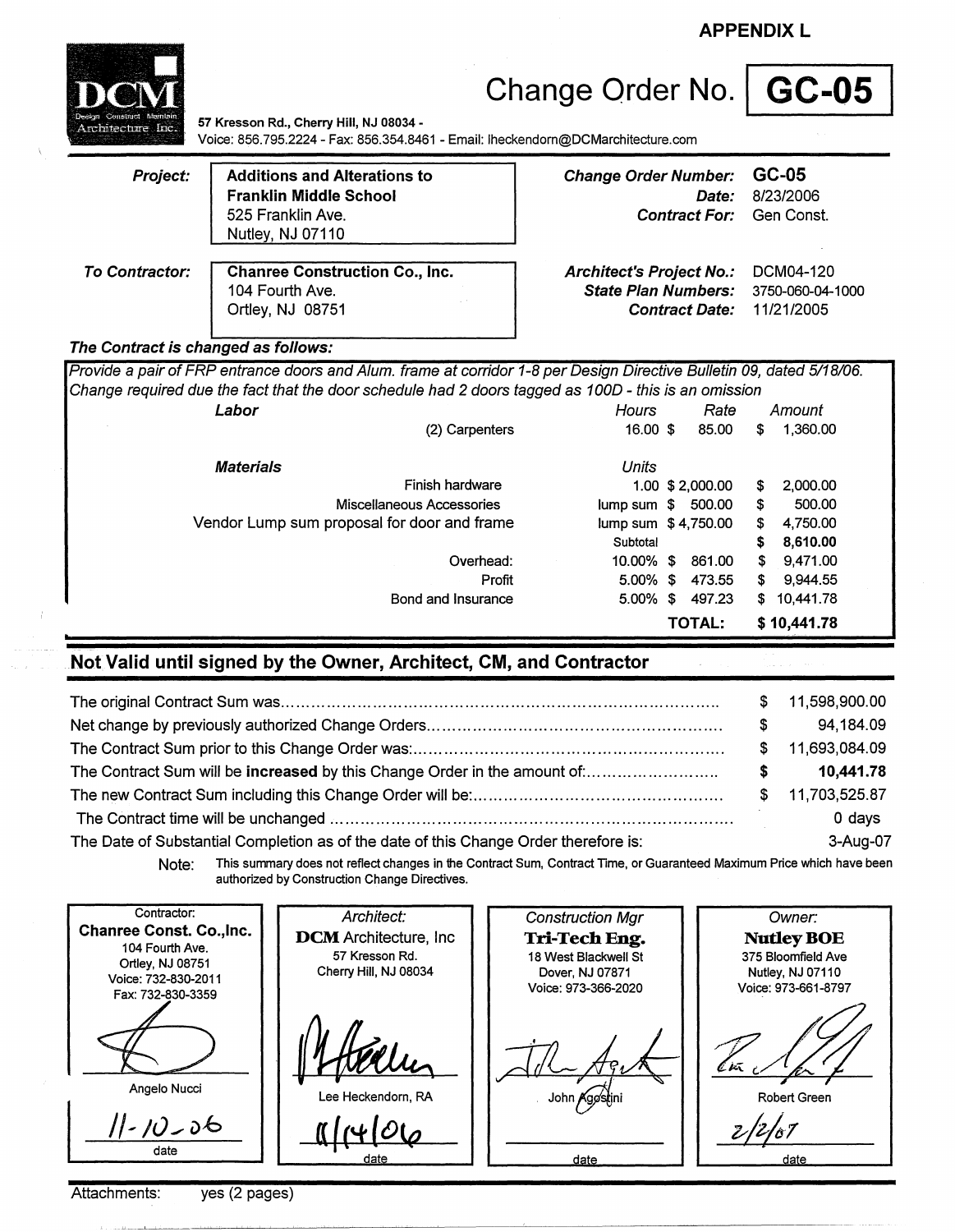**APPENDIX L**

**DCM** Design Construct Maintain Architecture Inc.

57 Kresson Rd., Cherry Hill, NJ 08034 -
Voice: 856.795.2224 - Fax: 856.354.8461 - Email: lheckendorn@DCMarchitecture.com

# Change Order No. GC-05

| | | | |
|---|---|---|---|
| ***Project:*** | **Additions and Alterations to Franklin Middle School**<br>525 Franklin Ave.<br>Nutley, NJ 07110 | ***Change Order Number:***<br>***Date:***<br>***Contract For:*** | **GC-05**<br>8/23/2006<br>Gen Const. |
| ***To Contractor:*** | **Chanree Construction Co., Inc.**<br>104 Fourth Ave.<br>Ortley, NJ 08751 | ***Architect's Project No.:***<br>***State Plan Numbers:***<br>***Contract Date:*** | DCM04-120<br>3750-060-04-1000<br>11/21/2005 |

***The Contract is changed as follows:***

*Provide a pair of FRP entrance doors and Alum. frame at corridor 1-8 per Design Directive Bulletin 09, dated 5/18/06. Change required due the fact that the door schedule had 2 doors tagged as 100D - this is an omission*

| | | Hours | Rate | Amount |
|---|---|---|---|---|
| ***Labor*** | | | | |
| | (2) Carpenters | 16.00 | $ 85.00 | $ 1,360.00 |
| ***Materials*** | | Units | | |
| | Finish hardware | 1.00 | $ 2,000.00 | $ 2,000.00 |
| | Miscellaneous Accessories | lump sum | $ 500.00 | $ 500.00 |
| | Vendor Lump sum proposal for door and frame | lump sum | $ 4,750.00 | $ 4,750.00 |
| | | Subtotal | | **$ 8,610.00** |
| | Overhead: | 10.00% | $ 861.00 | $ 9,471.00 |
| | Profit | 5.00% | $ 473.55 | $ 9,944.55 |
| | Bond and Insurance | 5.00% | $ 497.23 | $ 10,441.78 |
| | | | **TOTAL:** | **$ 10,441.78** |

## Not Valid until signed by the Owner, Architect, CM, and Contractor

| | |
|---|---|
| The original Contract Sum was | $ 11,598,900.00 |
| Net change by previously authorized Change Orders | $ 94,184.09 |
| The Contract Sum prior to this Change Order was: | $ 11,693,084.09 |
| The Contract Sum will be **increased** by this Change Order in the amount of: | **$ 10,441.78** |
| The new Contract Sum including this Change Order will be: | $ 11,703,525.87 |
| The Contract time will be unchanged | 0 days |
| The Date of Substantial Completion as of the date of this Change Order therefore is: | 3-Aug-07 |

Note: This summary does not reflect changes in the Contract Sum, Contract Time, or Guaranteed Maximum Price which have been authorized by Construction Change Directives.

| Contractor: | *Architect:* | *Construction Mgr* | *Owner:* |
|---|---|---|---|
| **Chanree Const. Co.,Inc.**<br>104 Fourth Ave.<br>Ortley, NJ 08751<br>Voice: 732-830-2011<br>Fax: 732-830-3359 | **DCM** Architecture, Inc<br>57 Kresson Rd.<br>Cherry Hill, NJ 08034 | **Tri-Tech Eng.**<br>18 West Blackwell St<br>Dover, NJ 07871<br>Voice: 973-366-2020 | **Nutley BOE**<br>375 Bloomfield Ave<br>Nutley, NJ 07110<br>Voice: 973-661-8797 |
| Angelo Nucci | Lee Heckendorn, RA | John Agostini | Robert Green |
| 11-10-06<br>date | 11/14/06<br>date | <br>date | 2/2/07<br>date |

Attachments: yes (2 pages)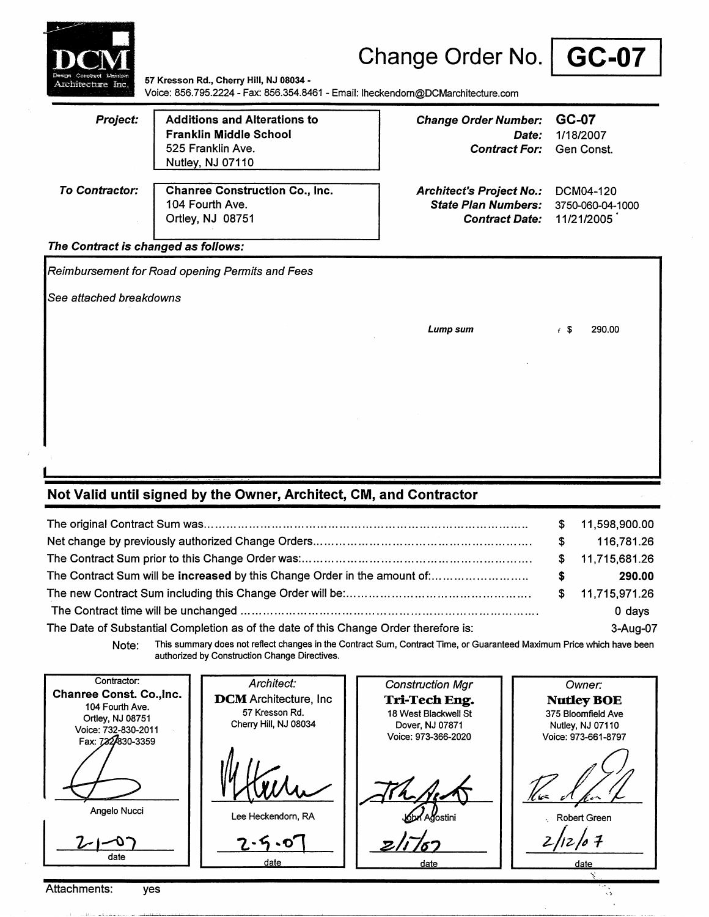**DCM** Design Construct Maintain Architecture Inc.

57 Kresson Rd., Cherry Hill, NJ 08034 -
Voice: 856.795.2224 - Fax: 856.354.8461 - Email: lheckendorn@DCMarchitecture.com

# Change Order No. GC-07

| | | | |
|---|---|---|---|
| ***Project:*** | **Additions and Alterations to Franklin Middle School**<br>525 Franklin Ave.<br>Nutley, NJ 07110 | ***Change Order Number:***<br>***Date:***<br>***Contract For:*** | **GC-07**<br>1/18/2007<br>Gen Const. |
| ***To Contractor:*** | **Chanree Construction Co., Inc.**<br>104 Fourth Ave.<br>Ortley, NJ 08751 | ***Architect's Project No.:***<br>***State Plan Numbers:***<br>***Contract Date:*** | DCM04-120<br>3750-060-04-1000<br>11/21/2005 |

***The Contract is changed as follows:***

*Reimbursement for Road opening Permits and Fees*

*See attached breakdowns*

| | |
|---|---|
| ***Lump sum*** | $ 290.00 |

## Not Valid until signed by the Owner, Architect, CM, and Contractor

| | | |
|---|---|---|
| The original Contract Sum was | $ | 11,598,900.00 |
| Net change by previously authorized Change Orders | $ | 116,781.26 |
| The Contract Sum prior to this Change Order was: | $ | 11,715,681.26 |
| The Contract Sum will be **increased** by this Change Order in the amount of: | **$** | **290.00** |
| The new Contract Sum including this Change Order will be: | $ | 11,715,971.26 |
| The Contract time will be unchanged | | 0 days |
| The Date of Substantial Completion as of the date of this Change Order therefore is: | | 3-Aug-07 |

Note: This summary does not reflect changes in the Contract Sum, Contract Time, or Guaranteed Maximum Price which have been authorized by Construction Change Directives.

| Contractor: | *Architect:* | *Construction Mgr* | *Owner:* |
|---|---|---|---|
| **Chanree Const. Co.,Inc.**<br>104 Fourth Ave.<br>Ortley, NJ 08751<br>Voice: 732-830-2011<br>Fax: 732-830-3359 | **DCM** Architecture, Inc<br>57 Kresson Rd.<br>Cherry Hill, NJ 08034 | **Tri-Tech Eng.**<br>18 West Blackwell St<br>Dover, NJ 07871<br>Voice: 973-366-2020 | **Nutley BOE**<br>375 Bloomfield Ave<br>Nutley, NJ 07110<br>Voice: 973-661-8797 |
| Angelo Nucci | Lee Heckendorn, RA | John Agostini | Robert Green |
| 2-1-07<br>date | 2-5-07<br>date | 2/1/07<br>date | 2/12/07<br>date |

Attachments: yes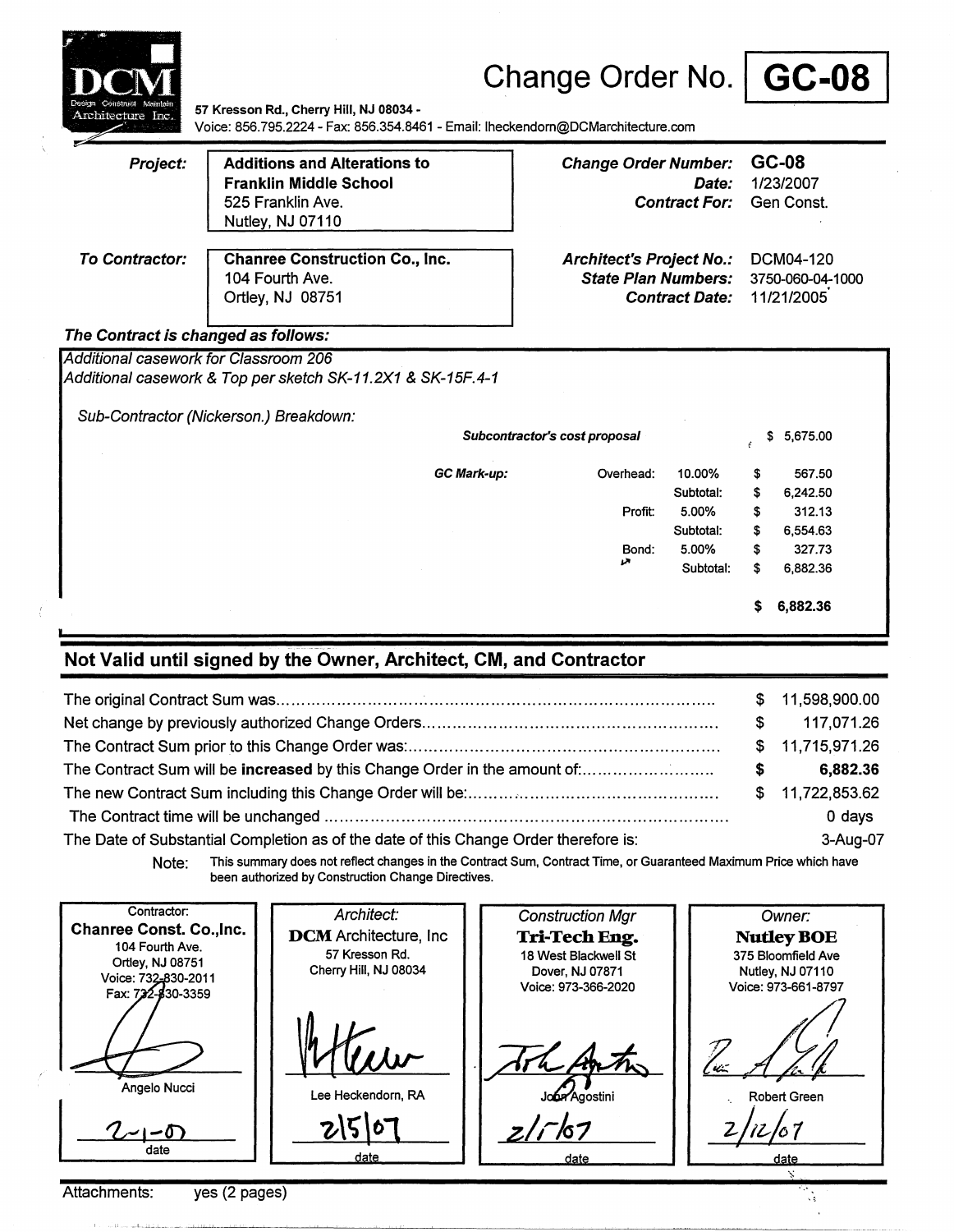# Change Order No. GC-08

**DCM** Design Construct Maintain Architecture Inc.

57 Kresson Rd., Cherry Hill, NJ 08034 -
Voice: 856.795.2224 - Fax: 856.354.8461 - Email: lheckendorn@DCMarchitecture.com

***Project:***

**Additions and Alterations to Franklin Middle School**
525 Franklin Ave.
Nutley, NJ 07110

***Change Order Number:*** **GC-08**
***Date:*** 1/23/2007
***Contract For:*** Gen Const.

***To Contractor:***

**Chanree Construction Co., Inc.**
104 Fourth Ave.
Ortley, NJ 08751

***Architect's Project No.:*** DCM04-120
***State Plan Numbers:*** 3750-060-04-1000
***Contract Date:*** 11/21/2005

***The Contract is changed as follows:***

*Additional casework for Classroom 206*
*Additional casework & Top per sketch SK-11.2X1 & SK-15F.4-1*

*Sub-Contractor (Nickerson.) Breakdown:*

| | | | | |
|---|---|---|---|---|
| ***Subcontractor's cost proposal*** | | | $ | 5,675.00 |
| ***GC Mark-up:*** | Overhead: | 10.00% | $ | 567.50 |
| | | Subtotal: | $ | 6,242.50 |
| | Profit: | 5.00% | $ | 312.13 |
| | | Subtotal: | $ | 6,554.63 |
| | Bond: | 5.00% | $ | 327.73 |
| | | Subtotal: | $ | 6,882.36 |
| | | | **$** | **6,882.36** |

## Not Valid until signed by the Owner, Architect, CM, and Contractor

| | | |
|---|---|---|
| The original Contract Sum was | $ | 11,598,900.00 |
| Net change by previously authorized Change Orders | $ | 117,071.26 |
| The Contract Sum prior to this Change Order was: | $ | 11,715,971.26 |
| The Contract Sum will be **increased** by this Change Order in the amount of: | **$** | **6,882.36** |
| The new Contract Sum including this Change Order will be: | $ | 11,722,853.62 |
| The Contract time will be unchanged | | 0 days |
| The Date of Substantial Completion as of the date of this Change Order therefore is: | | 3-Aug-07 |

Note: This summary does not reflect changes in the Contract Sum, Contract Time, or Guaranteed Maximum Price which have been authorized by Construction Change Directives.

| Contractor: | *Architect:* | *Construction Mgr* | *Owner:* |
|---|---|---|---|
| **Chanree Const. Co.,Inc.** 104 Fourth Ave. Ortley, NJ 08751 Voice: 732-830-2011 Fax: 732-830-3359 | **DCM** Architecture, Inc 57 Kresson Rd. Cherry Hill, NJ 08034 | **Tri-Tech Eng.** 18 West Blackwell St Dover, NJ 07871 Voice: 973-366-2020 | **Nutley BOE** 375 Bloomfield Ave Nutley, NJ 07110 Voice: 973-661-8797 |
| Angelo Nucci | Lee Heckendorn, RA | John Agostini | Robert Green |
| 2-1-07 date | 2/5/07 date | 2/1/07 date | 2/12/07 date |

Attachments: yes (2 pages)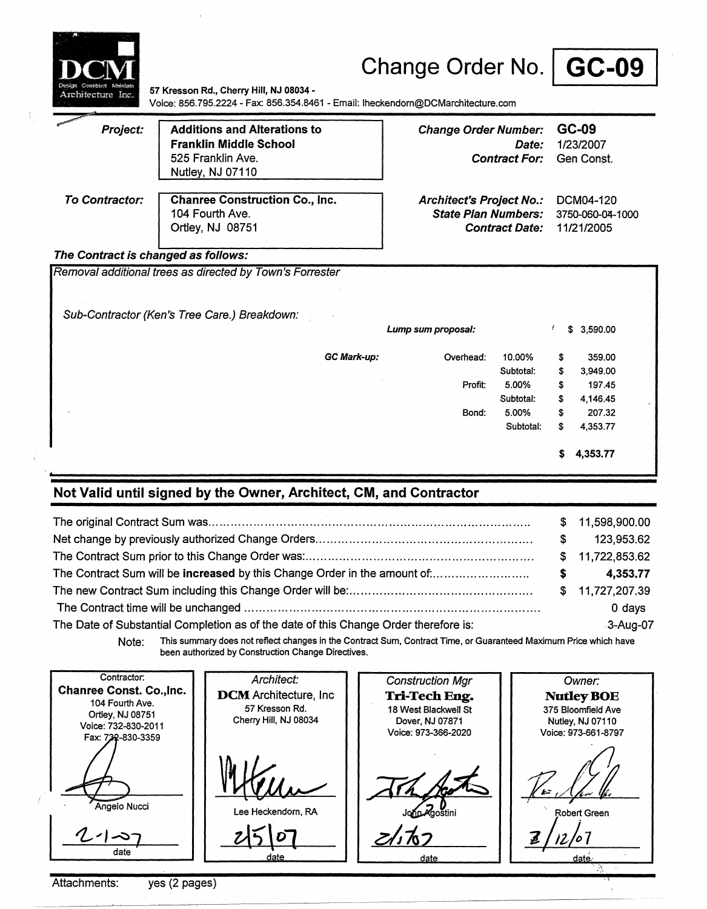DCM
Design Construct Maintain
Architecture Inc.

# Change Order No. GC-09

57 Kresson Rd., Cherry Hill, NJ 08034 -
Voice: 856.795.2224 - Fax: 856.354.8461 - Email: lheckendorn@DCMarchitecture.com

**Project:** **Additions and Alterations to Franklin Middle School**
525 Franklin Ave.
Nutley, NJ 07110

**Change Order Number:** GC-09
**Date:** 1/23/2007
**Contract For:** Gen Const.

**To Contractor:** **Chanree Construction Co., Inc.**
104 Fourth Ave.
Ortley, NJ 08751

**Architect's Project No.:** DCM04-120
**State Plan Numbers:** 3750-060-04-1000
**Contract Date:** 11/21/2005

***The Contract is changed as follows:***

*Removal additional trees as directed by Town's Forrester*

*Sub-Contractor (Ken's Tree Care.) Breakdown:*

| | | | | |
|---|---|---|---|---|
| ***Lump sum proposal:*** | | | $ | 3,590.00 |
| ***GC Mark-up:*** | Overhead: | 10.00% | $ | 359.00 |
| | | Subtotal: | $ | 3,949.00 |
| | Profit: | 5.00% | $ | 197.45 |
| | | Subtotal: | $ | 4,146.45 |
| | Bond: | 5.00% | $ | 207.32 |
| | | Subtotal: | $ | 4,353.77 |
| | | | **$** | **4,353.77** |

## Not Valid until signed by the Owner, Architect, CM, and Contractor

| | | |
|---|---|---|
| The original Contract Sum was | $ | 11,598,900.00 |
| Net change by previously authorized Change Orders | $ | 123,953.62 |
| The Contract Sum prior to this Change Order was: | $ | 11,722,853.62 |
| The Contract Sum will be **increased** by this Change Order in the amount of: | **$** | **4,353.77** |
| The new Contract Sum including this Change Order will be: | $ | 11,727,207.39 |
| The Contract time will be unchanged | | 0 days |
| The Date of Substantial Completion as of the date of this Change Order therefore is: | | 3-Aug-07 |

Note: This summary does not reflect changes in the Contract Sum, Contract Time, or Guaranteed Maximum Price which have been authorized by Construction Change Directives.

| Contractor: | *Architect:* | *Construction Mgr* | *Owner:* |
|---|---|---|---|
| **Chanree Const. Co.,Inc.**<br>104 Fourth Ave.<br>Ortley, NJ 08751<br>Voice: 732-830-2011<br>Fax: 732-830-3359 | **DCM** Architecture, Inc<br>57 Kresson Rd.<br>Cherry Hill, NJ 08034 | **Tri-Tech Eng.**<br>18 West Blackwell St<br>Dover, NJ 07871<br>Voice: 973-366-2020 | **Nutley BOE**<br>375 Bloomfield Ave<br>Nutley, NJ 07110<br>Voice: 973-661-8797 |
| [signature]<br>Angelo Nucci | [signature]<br>Lee Heckendorn, RA | [signature]<br>John Agostini | [signature]<br>Robert Green |
| 2-1-07<br>date | 2/5/07<br>date | 2/1/07<br>date | 2/12/07<br>date |

Attachments: yes (2 pages)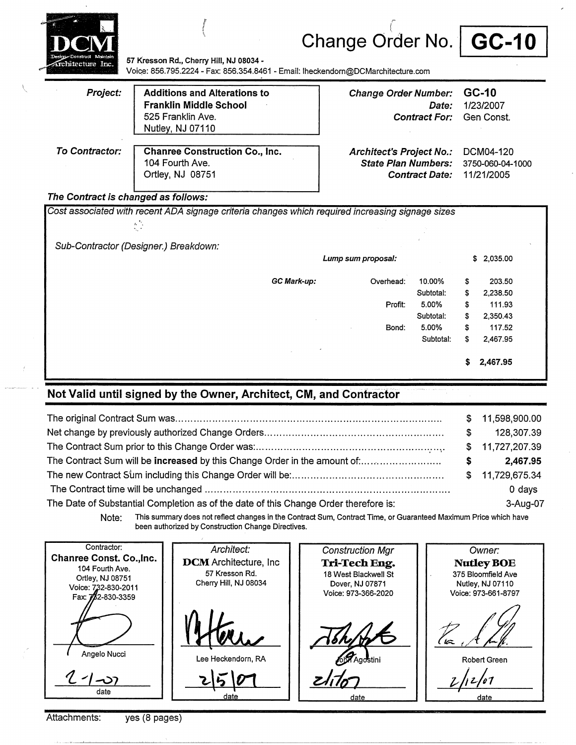DCM Design Construct Maintain Architecture Inc.

57 Kresson Rd., Cherry Hill, NJ 08034 -
Voice: 856.795.2224 - Fax: 856.354.8461 - Email: lheckendorn@DCMarchitecture.com

# Change Order No. GC-10

| | | | |
|---|---|---|---|
| *Project:* | **Additions and Alterations to Franklin Middle School** 525 Franklin Ave. Nutley, NJ 07110 | *Change Order Number:* | **GC-10** |
| | | *Date:* | 1/23/2007 |
| | | *Contract For:* | Gen Const. |
| *To Contractor:* | **Chanree Construction Co., Inc.** 104 Fourth Ave. Ortley, NJ 08751 | *Architect's Project No.:* | DCM04-120 |
| | | *State Plan Numbers:* | 3750-060-04-1000 |
| | | *Contract Date:* | 11/21/2005 |

***The Contract is changed as follows:***

*Cost associated with recent ADA signage criteria changes which required increasing signage sizes*

*Sub-Contractor (Designer.) Breakdown:*

| | | | | |
|---|---|---|---|---|
| | ***Lump sum proposal:*** | | | $ 2,035.00 |
| ***GC Mark-up:*** | Overhead: | 10.00% | $ | 203.50 |
| | | Subtotal: | $ | 2,238.50 |
| | Profit: | 5.00% | $ | 111.93 |
| | | Subtotal: | $ | 2,350.43 |
| | Bond: | 5.00% | $ | 117.52 |
| | | Subtotal: | $ | 2,467.95 |
| | | | **$** | **2,467.95** |

## Not Valid until signed by the Owner, Architect, CM, and Contractor

| | | |
|---|---|---|
| The original Contract Sum was | $ | 11,598,900.00 |
| Net change by previously authorized Change Orders | $ | 128,307.39 |
| The Contract Sum prior to this Change Order was: | $ | 11,727,207.39 |
| The Contract Sum will be **increased** by this Change Order in the amount of: | **$** | **2,467.95** |
| The new Contract Sum including this Change Order will be: | $ | 11,729,675.34 |
| The Contract time will be unchanged | | 0 days |
| The Date of Substantial Completion as of the date of this Change Order therefore is: | | 3-Aug-07 |

Note: This summary does not reflect changes in the Contract Sum, Contract Time, or Guaranteed Maximum Price which have been authorized by Construction Change Directives.

| Contractor: | *Architect:* | *Construction Mgr* | *Owner:* |
|---|---|---|---|
| **Chanree Const. Co.,Inc.** 104 Fourth Ave. Ortley, NJ 08751 Voice: 732-830-2011 Fax: 732-830-3359 | **DCM** Architecture, Inc 57 Kresson Rd. Cherry Hill, NJ 08034 | **Tri-Tech Eng.** 18 West Blackwell St Dover, NJ 07871 Voice: 973-366-2020 | **Nutley BOE** 375 Bloomfield Ave Nutley, NJ 07110 Voice: 973-661-8797 |
| Angelo Nucci | Lee Heckendorn, RA | John Agostini | Robert Green |
| 2-1-07 date | 2/5/07 date | 2/1/07 date | 2/12/07 date |

Attachments: yes (8 pages)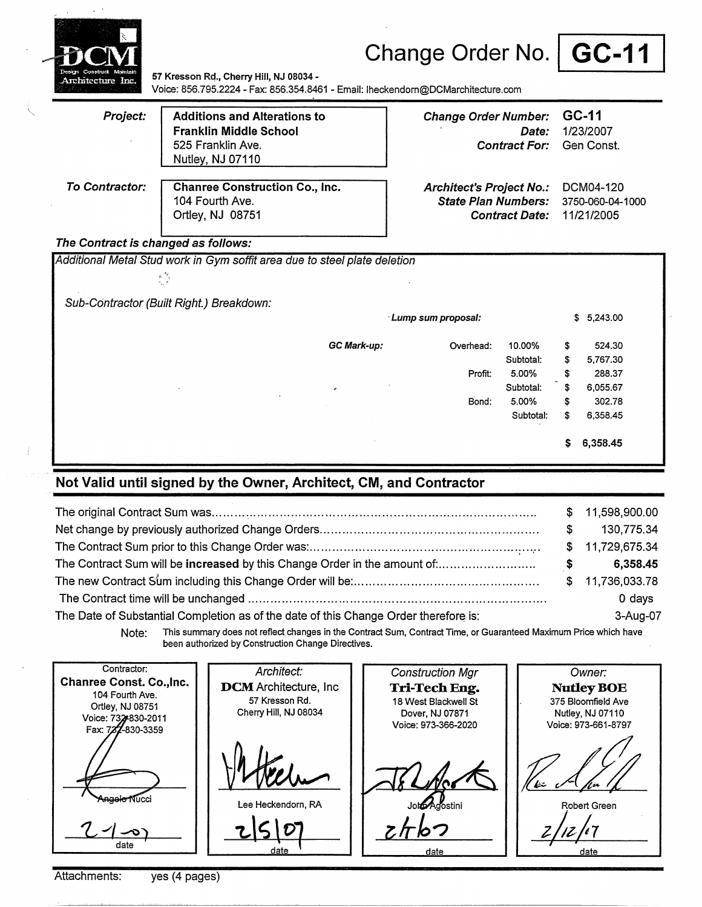DCM Design Construct Maintain Architecture Inc.

57 Kresson Rd., Cherry Hill, NJ 08034 -
Voice: 856.795.2224 - Fax: 856.354.8461 - Email: lheckendorn@DCMarchitecture.com

# Change Order No. GC-11

| | | | |
|---|---|---|---|
| ***Project:*** | **Additions and Alterations to Franklin Middle School** 525 Franklin Ave. Nutley, NJ 07110 | ***Change Order Number:*** | **GC-11** |
| | | ***Date:*** | 1/23/2007 |
| | | ***Contract For:*** | Gen Const. |
| ***To Contractor:*** | **Chanree Construction Co., Inc.** 104 Fourth Ave. Ortley, NJ 08751 | ***Architect's Project No.:*** | DCM04-120 |
| | | ***State Plan Numbers:*** | 3750-060-04-1000 |
| | | ***Contract Date:*** | 11/21/2005 |

***The Contract is changed as follows:***

*Additional Metal Stud work in Gym soffit area due to steel plate deletion*

*Sub-Contractor (Built Right.) Breakdown:*

| | | | | |
|---|---|---|---|---|
| ***Lump sum proposal:*** | | | | $ 5,243.00 |
| ***GC Mark-up:*** | Overhead: | 10.00% | $ | 524.30 |
| | | Subtotal: | $ | 5,767.30 |
| | Profit: | 5.00% | $ | 288.37 |
| | | Subtotal: | $ | 6,055.67 |
| | Bond: | 5.00% | $ | 302.78 |
| | | Subtotal: | $ | 6,358.45 |
| | | | **$** | **6,358.45** |

## Not Valid until signed by the Owner, Architect, CM, and Contractor

| | |
|---|---|
| The original Contract Sum was | $ 11,598,900.00 |
| Net change by previously authorized Change Orders | $ 130,775.34 |
| The Contract Sum prior to this Change Order was: | $ 11,729,675.34 |
| The Contract Sum will be **increased** by this Change Order in the amount of: | **$ 6,358.45** |
| The new Contract Sum including this Change Order will be: | $ 11,736,033.78 |
| The Contract time will be unchanged | 0 days |
| The Date of Substantial Completion as of the date of this Change Order therefore is: | 3-Aug-07 |

Note: This summary does not reflect changes in the Contract Sum, Contract Time, or Guaranteed Maximum Price which have been authorized by Construction Change Directives.

| Contractor: | Architect: | Construction Mgr | Owner: |
|---|---|---|---|
| **Chanree Const. Co.,Inc.** 104 Fourth Ave. Ortley, NJ 08751 Voice: 732-830-2011 Fax: 732-830-3359 | **DCM** Architecture, Inc 57 Kresson Rd. Cherry Hill, NJ 08034 | **Tri-Tech Eng.** 18 West Blackwell St Dover, NJ 07871 Voice: 973-366-2020 | **Nutley BOE** 375 Bloomfield Ave Nutley, NJ 07110 Voice: 973-661-8797 |
| Angelo Nucci | Lee Heckendorn, RA | John Agostini | Robert Green |
| 2-1-07 date | 2/5/07 date | 2/7/07 date | 2/12/07 date |

Attachments: yes (4 pages)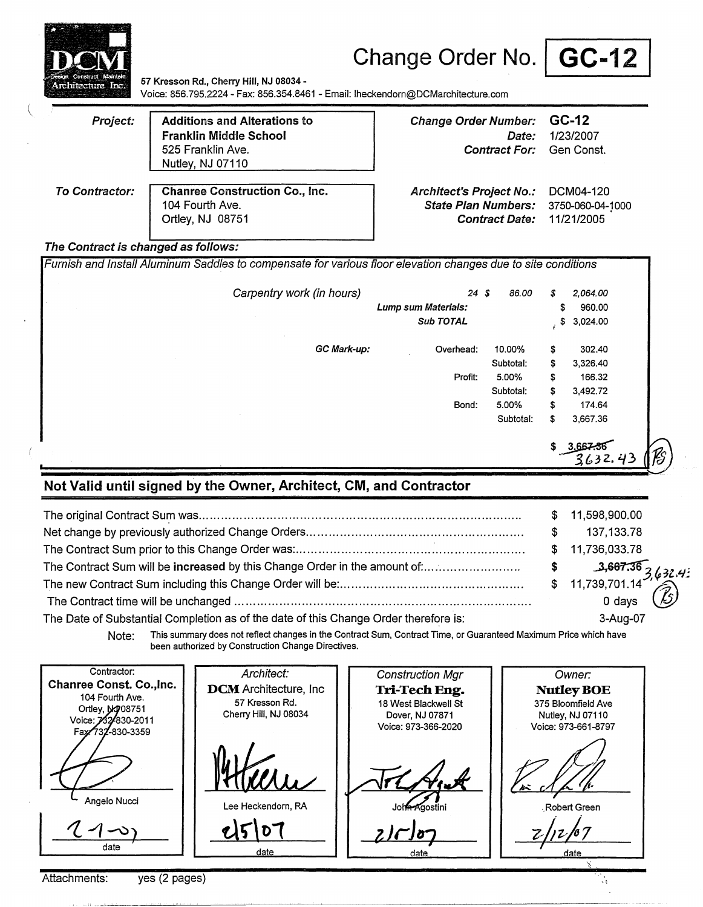# Change Order No. GC-12

**DCM** Design Construct Maintain Architecture Inc.

57 Kresson Rd., Cherry Hill, NJ 08034 -
Voice: 856.795.2224 - Fax: 856.354.8461 - Email: lheckendorn@DCMarchitecture.com

| | | | |
|---|---|---|---|
| *Project:* | **Additions and Alterations to Franklin Middle School**<br>525 Franklin Ave.<br>Nutley, NJ 07110 | *Change Order Number:*<br>*Date:*<br>*Contract For:* | **GC-12**<br>1/23/2007<br>Gen Const. |
| *To Contractor:* | **Chanree Construction Co., Inc.**<br>104 Fourth Ave.<br>Ortley, NJ 08751 | *Architect's Project No.:*<br>*State Plan Numbers:*<br>*Contract Date:* | DCM04-120<br>3750-060-04-1000<br>11/21/2005 |

***The Contract is changed as follows:***

*Furnish and Install Aluminum Saddles to compensate for various floor elevation changes due to site conditions*

| | | | | |
|---|---|---|---|---|
| *Carpentry work (in hours)* | | *24* | $ 86.00 | $ 2,064.00 |
| | ***Lump sum Materials:*** | | | $ 960.00 |
| | ***Sub TOTAL*** | | | $ 3,024.00 |
| ***GC Mark-up:*** | Overhead: | 10.00% | | $ 302.40 |
| | | Subtotal: | | $ 3,326.40 |
| | Profit: | 5.00% | | $ 166.32 |
| | | Subtotal: | | $ 3,492.72 |
| | Bond: | 5.00% | | $ 174.64 |
| | | Subtotal: | | $ 3,667.36 |
| | | | | $ ~~3,667.36~~ 3,632.43 (RS) |

## Not Valid until signed by the Owner, Architect, CM, and Contractor

| | |
|---|---|
| The original Contract Sum was | $ 11,598,900.00 |
| Net change by previously authorized Change Orders | $ 137,133.78 |
| The Contract Sum prior to this Change Order was: | $ 11,736,033.78 |
| The Contract Sum will be **increased** by this Change Order in the amount of: | $ ~~3,667.36~~ 3,632.43 |
| The new Contract Sum including this Change Order will be: | $ 11,739,701.14 |
| The Contract time will be unchanged | 0 days (RS) |
| The Date of Substantial Completion as of the date of this Change Order therefore is: | 3-Aug-07 |

Note: This summary does not reflect changes in the Contract Sum, Contract Time, or Guaranteed Maximum Price which have been authorized by Construction Change Directives.

| Contractor: | Architect: | Construction Mgr | Owner: |
|---|---|---|---|
| **Chanree Const. Co.,Inc.**<br>104 Fourth Ave.<br>Ortley, NJ 08751<br>Voice: 732-830-2011<br>Fax: 732-830-3359 | **DCM** Architecture, Inc<br>57 Kresson Rd.<br>Cherry Hill, NJ 08034 | **Tri-Tech Eng.**<br>18 West Blackwell St<br>Dover, NJ 07871<br>Voice: 973-366-2020 | **Nutley BOE**<br>375 Bloomfield Ave<br>Nutley, NJ 07110<br>Voice: 973-661-8797 |
| Angelo Nucci | Lee Heckendorn, RA | John Agostini | Robert Green |
| 2-1-07<br>date | 2/5/07<br>date | 2/5/07<br>date | 2/12/07<br>date |

Attachments: yes (2 pages)